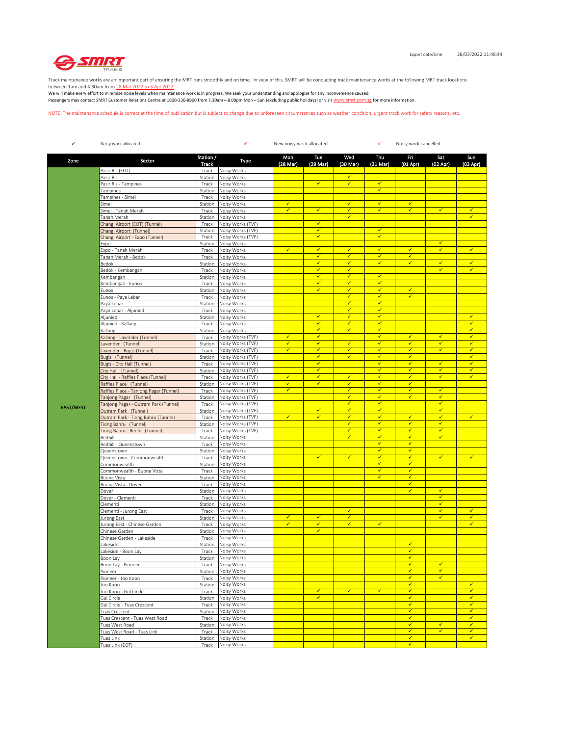Export date/time 28/03/2022 11:48:44

Track maintenance works are an important part of ensuring the MRT runs smoothly and on time. In view of this, SMRT will be conducting track maintenance works at the following MRT track locations between 1am and 4.30am from 28 Mar 2022 to 3 Apr 2022.
We will make every effort to minimize noise levels when maintenance work is in progress. We seek your understanding and apologize for any inconvenience caused.
Passengers may contact SMRT Customer Relations Centre at 1800-336-8900 from 7.30am – 8.00pm Mon – Sun (excluding public holidays) or visit www.smrt.com.sg for more information.

NOTE: The maintenance schedule is correct at the time of publication but is subject to change due to unforeseen circumstances such as weather condition, urgent track work for safety reasons, etc.

✓ Noisy work allocated ✓ New noisy work allocated ✗ Noisy work cancelled

| Zone | Sector | Station / Track | Type | Mon (28 Mar) | Tue (29 Mar) | Wed (30 Mar) | Thu (31 Mar) | Fri (01 Apr) | Sat (02 Apr) | Sun (03 Apr) |
|---|---|---|---|---|---|---|---|---|---|---|
| EAST/WEST | Pasir Ris (EOT) | Track | Noisy Works | | | | | | | |
| | Pasir Ris | Station | Noisy Works | | | ✓ | | | | |
| | Pasir Ris - Tampines | Track | Noisy Works | | ✓ | ✓ | ✓ | | | |
| | Tampines | Station | Noisy Works | | | | ✓ | | | |
| | Tampines - Simei | Track | Noisy Works | | | | | | | |
| | Simei | Station | Noisy Works | ✓ | | ✓ | ✓ | ✓ | | |
| | Simei - Tanah Merah | Track | Noisy Works | ✓ | ✓ | ✓ | ✓ | ✓ | ✓ | ✓ |
| | Tanah Merah | Station | Noisy Works | | | ✓ | | | | ✓ |
| | Changi Airport (EOT) (Tunnel) | Track | Noisy Works (TVF) | | ✓ | | | | | |
| | Changi Airport (Tunnel) | Station | Noisy Works (TVF) | | ✓ | | ✓ | | | |
| | Changi Airport - Expo (Tunnel) | Track | Noisy Works (TVF) | | ✓ | | ✓ | | | |
| | Expo | Station | Noisy Works | | | | | | ✓ | |
| | Expo - Tanah Merah | Track | Noisy Works | ✓ | ✓ | ✓ | ✓ | ✓ | ✓ | ✓ |
| | Tanah Merah - Bedok | Track | Noisy Works | | ✓ | ✓ | ✓ | ✓ | | |
| | Bedok | Station | Noisy Works | | ✓ | ✓ | ✓ | ✓ | ✓ | ✓ |
| | Bedok - Kembangan | Track | Noisy Works | | ✓ | ✓ | | | ✓ | ✓ |
| | Kembangan | Station | Noisy Works | | ✓ | ✓ | ✓ | | | |
| | Kembangan - Eunos | Track | Noisy Works | | ✓ | ✓ | ✓ | | | |
| | Eunos | Station | Noisy Works | | ✓ | ✓ | ✓ | ✓ | | |
| | Eunos - Paya Lebar | Track | Noisy Works | | | ✓ | ✓ | ✓ | | |
| | Paya Lebar | Station | Noisy Works | | | ✓ | ✓ | | | |
| | Paya Lebar - Aljunied | Track | Noisy Works | | | ✓ | ✓ | | | |
| | Aljunied | Station | Noisy Works | | ✓ | ✓ | ✓ | | | ✓ |
| | Aljunied - Kallang | Track | Noisy Works | | ✓ | ✓ | ✓ | | | ✓ |
| | Kallang | Station | Noisy Works | | ✓ | ✓ | ✓ | | | ✓ |
| | Kallang - Lavender (Tunnel) | Track | Noisy Works (TVF) | ✓ | ✓ | | ✓ | ✓ | ✓ | ✓ |
| | Lavender (Tunnel) | Station | Noisy Works (TVF) | ✓ | ✓ | ✓ | ✓ | ✓ | ✓ | ✓ |
| | Lavender - Bugis (Tunnel) | Track | Noisy Works (TVF) | ✓ | ✓ | ✓ | ✓ | ✓ | ✓ | ✓ |
| | Bugis (Tunnel) | Station | Noisy Works (TVF) | | ✓ | ✓ | ✓ | ✓ | | ✓ |
| | Bugis - City Hall (Tunnel) | Track | Noisy Works (TVF) | | ✓ | | ✓ | ✓ | ✓ | ✓ |
| | City Hall (Tunnel) | Station | Noisy Works (TVF) | | ✓ | | ✓ | ✓ | ✓ | ✓ |
| | City Hall - Raffles Place (Tunnel) | Track | Noisy Works (TVF) | ✓ | ✓ | ✓ | ✓ | ✓ | ✓ | ✓ |
| | Raffles Place (Tunnel) | Station | Noisy Works (TVF) | ✓ | ✓ | ✓ | ✓ | ✓ | | |
| | Raffles Place - Tanjong Pagar (Tunnel) | Track | Noisy Works (TVF) | ✓ | | ✓ | ✓ | ✓ | ✓ | |
| | Tanjong Pagar (Tunnel) | Station | Noisy Works (TVF) | | | ✓ | ✓ | ✓ | ✓ | |
| | Tanjong Pagar - Outram Park (Tunnel) | Track | Noisy Works (TVF) | | | ✓ | ✓ | | ✓ | |
| | Outram Park (Tunnel) | Station | Noisy Works (TVF) | | ✓ | ✓ | ✓ | | ✓ | |
| | Outram Park - Tiong Bahru (Tunnel) | Track | Noisy Works (TVF) | ✓ | ✓ | ✓ | ✓ | ✓ | ✓ | ✓ |
| | Tiong Bahru (Tunnel) | Station | Noisy Works (TVF) | | | ✓ | ✓ | ✓ | ✓ | |
| | Tiong Bahru - Redhill (Tunnel) | Track | Noisy Works (TVF) | | | ✓ | ✓ | ✓ | ✓ | |
| | Redhill | Station | Noisy Works | | | ✓ | ✓ | ✓ | ✓ | |
| | Redhill - Queenstown | Track | Noisy Works | | | | ✓ | ✓ | | |
| | Queenstown | Station | Noisy Works | | | | ✓ | ✓ | | |
| | Queenstown - Commonwealth | Track | Noisy Works | | ✓ | ✓ | ✓ | ✓ | ✓ | ✓ |
| | Commonwealth | Station | Noisy Works | | | | ✓ | ✓ | | |
| | Commonwealth - Buona Vista | Track | Noisy Works | | | | ✓ | ✓ | | |
| | Buona Vista | Station | Noisy Works | | | | ✓ | ✓ | | |
| | Buona Vista - Dover | Track | Noisy Works | | | | | ✓ | | |
| | Dover | Station | Noisy Works | | | | | ✓ | ✓ | |
| | Dover - Clementi | Track | Noisy Works | | | | | | ✓ | |
| | Clementi | Station | Noisy Works | | | | | | ✓ | |
| | Clementi - Jurong East | Track | Noisy Works | | | ✓ | | | ✓ | ✓ |
| | Jurong East | Station | Noisy Works | ✓ | ✓ | ✓ | | | ✓ | ✓ |
| | Jurong East - Chinese Garden | Track | Noisy Works | ✓ | ✓ | ✓ | ✓ | | | ✓ |
| | Chinese Garden | Station | Noisy Works | | ✓ | | | | | |
| | Chinese Garden - Lakeside | Track | Noisy Works | | | | | | | |
| | Lakeside | Station | Noisy Works | | | | | ✓ | | |
| | Lakeside - Boon Lay | Track | Noisy Works | | | | | ✓ | | |
| | Boon Lay | Station | Noisy Works | | | | | ✓ | | |
| | Boon Lay - Pioneer | Track | Noisy Works | | | | | ✓ | ✓ | |
| | Pioneer | Station | Noisy Works | | | | | ✓ | ✓ | |
| | Pioneer - Joo Koon | Track | Noisy Works | | | | | ✓ | ✓ | |
| | Joo Koon | Station | Noisy Works | | | | | ✓ | | ✓ |
| | Joo Koon - Gul Circle | Track | Noisy Works | | ✓ | ✓ | ✓ | ✓ | | ✓ |
| | Gul Circle | Station | Noisy Works | | ✓ | | | ✓ | | ✓ |
| | Gul Circle - Tuas Crescent | Track | Noisy Works | | | | | ✓ | | ✓ |
| | Tuas Crescent | Station | Noisy Works | | | | | ✓ | | ✓ |
| | Tuas Crescent - Tuas West Road | Track | Noisy Works | | | | | ✓ | | ✓ |
| | Tuas West Road | Station | Noisy Works | | | | | ✓ | ✓ | ✓ |
| | Tuas West Road - Tuas Link | Track | Noisy Works | | | | | ✓ | ✓ | ✓ |
| | Tuas Link | Station | Noisy Works | | | | | ✓ | | ✓ |
| | Tuas Link (EOT) | Track | Noisy Works | | | | | ✓ | | |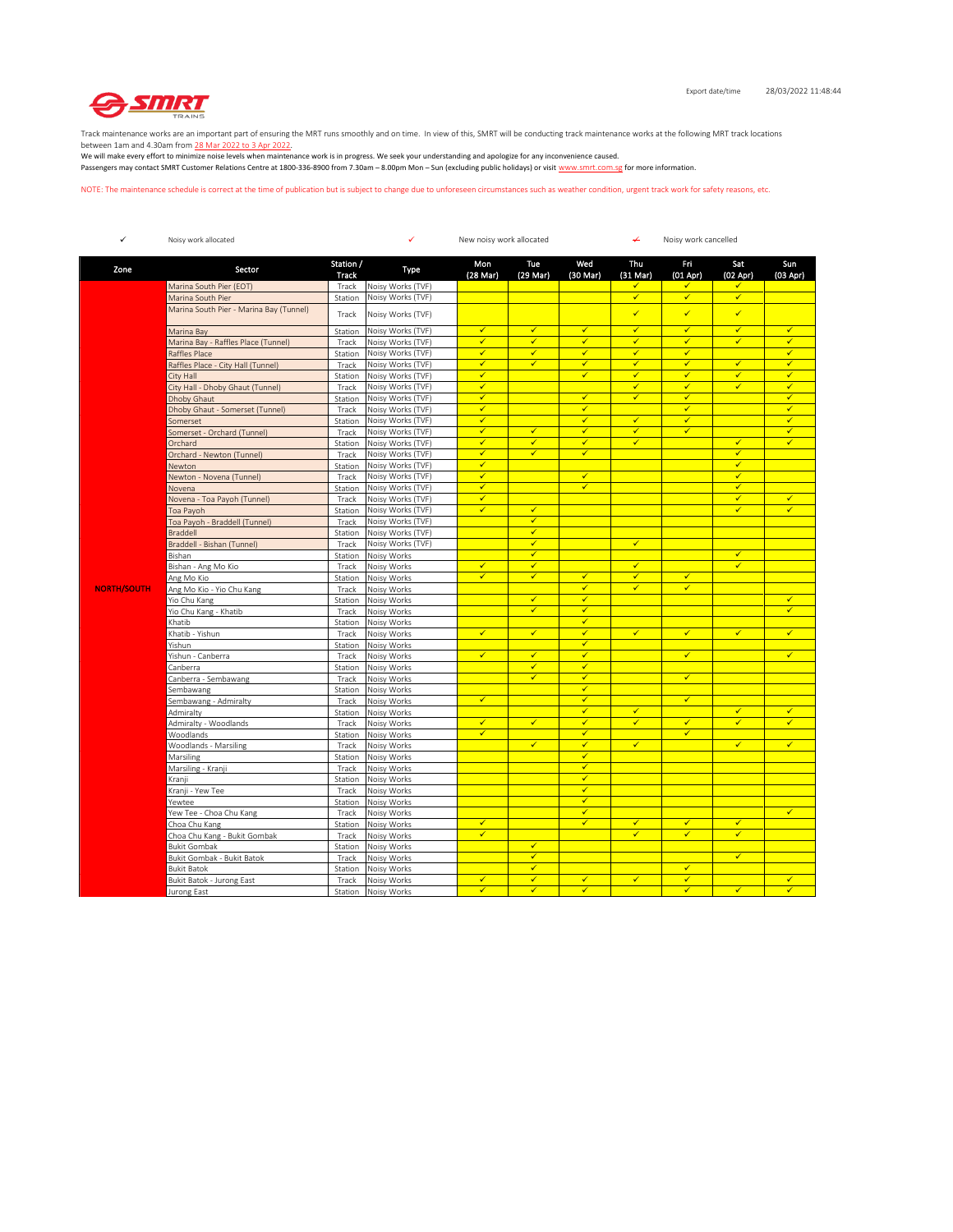Export date/time 28/03/2022 11:48:44

Track maintenance works are an important part of ensuring the MRT runs smoothly and on time. In view of this, SMRT will be conducting track maintenance works at the following MRT track locations between 1am and 4.30am from 28 Mar 2022 to 3 Apr 2022.

We will make every effort to minimize noise levels when maintenance work is in progress. We seek your understanding and apologize for any inconvenience caused.

Passengers may contact SMRT Customer Relations Centre at 1800-336-8900 from 7.30am – 8.00pm Mon – Sun (excluding public holidays) or visit www.smrt.com.sg for more information.

NOTE: The maintenance schedule is correct at the time of publication but is subject to change due to unforeseen circumstances such as weather condition, urgent track work for safety reasons, etc.

✓ Noisy work allocated ✓ New noisy work allocated ✓ Noisy work cancelled

| Zone | Sector | Station / Track | Type | Mon (28 Mar) | Tue (29 Mar) | Wed (30 Mar) | Thu (31 Mar) | Fri (01 Apr) | Sat (02 Apr) | Sun (03 Apr) |
|---|---|---|---|---|---|---|---|---|---|---|
| NORTH/SOUTH | Marina South Pier (EOT) | Track | Noisy Works (TVF) | | | | ✓ | ✓ | ✓ | |
| | Marina South Pier | Station | Noisy Works (TVF) | | | | ✓ | ✓ | ✓ | |
| | Marina South Pier - Marina Bay (Tunnel) | Track | Noisy Works (TVF) | | | | ✓ | ✓ | ✓ | |
| | Marina Bay | Station | Noisy Works (TVF) | ✓ | ✓ | ✓ | ✓ | ✓ | ✓ | ✓ |
| | Marina Bay - Raffles Place (Tunnel) | Track | Noisy Works (TVF) | ✓ | ✓ | ✓ | ✓ | ✓ | ✓ | ✓ |
| | Raffles Place | Station | Noisy Works (TVF) | ✓ | ✓ | ✓ | ✓ | ✓ | | ✓ |
| | Raffles Place - City Hall (Tunnel) | Track | Noisy Works (TVF) | ✓ | ✓ | ✓ | ✓ | ✓ | ✓ | ✓ |
| | City Hall | Station | Noisy Works (TVF) | ✓ | | ✓ | ✓ | ✓ | ✓ | ✓ |
| | City Hall - Dhoby Ghaut (Tunnel) | Track | Noisy Works (TVF) | ✓ | | | ✓ | ✓ | ✓ | ✓ |
| | Dhoby Ghaut | Station | Noisy Works (TVF) | ✓ | | ✓ | ✓ | ✓ | | ✓ |
| | Dhoby Ghaut - Somerset (Tunnel) | Track | Noisy Works (TVF) | ✓ | | ✓ | | ✓ | | ✓ |
| | Somerset | Station | Noisy Works (TVF) | ✓ | | ✓ | ✓ | ✓ | | ✓ |
| | Somerset - Orchard (Tunnel) | Track | Noisy Works (TVF) | ✓ | ✓ | ✓ | ✓ | ✓ | | ✓ |
| | Orchard | Station | Noisy Works (TVF) | ✓ | ✓ | ✓ | ✓ | | ✓ | ✓ |
| | Orchard - Newton (Tunnel) | Track | Noisy Works (TVF) | ✓ | ✓ | ✓ | | | ✓ | |
| | Newton | Station | Noisy Works (TVF) | ✓ | | | | | ✓ | |
| | Newton - Novena (Tunnel) | Track | Noisy Works (TVF) | ✓ | | ✓ | | | ✓ | |
| | Novena | Station | Noisy Works (TVF) | ✓ | | ✓ | | | ✓ | |
| | Novena - Toa Payoh (Tunnel) | Track | Noisy Works (TVF) | ✓ | | | | | ✓ | ✓ |
| | Toa Payoh | Station | Noisy Works (TVF) | ✓ | ✓ | | | | ✓ | ✓ |
| | Toa Payoh - Braddell (Tunnel) | Track | Noisy Works (TVF) | | ✓ | | | | | |
| | Braddell | Station | Noisy Works (TVF) | | ✓ | | | | | |
| | Braddell - Bishan (Tunnel) | Track | Noisy Works (TVF) | | ✓ | | ✓ | | | |
| | Bishan | Station | Noisy Works | | ✓ | | | | ✓ | |
| | Bishan - Ang Mo Kio | Track | Noisy Works | ✓ | ✓ | | ✓ | | ✓ | |
| | Ang Mo Kio | Station | Noisy Works | ✓ | ✓ | ✓ | ✓ | ✓ | | |
| | Ang Mo Kio - Yio Chu Kang | Track | Noisy Works | | | ✓ | ✓ | ✓ | | |
| | Yio Chu Kang | Station | Noisy Works | | ✓ | ✓ | | | | ✓ |
| | Yio Chu Kang - Khatib | Track | Noisy Works | | ✓ | ✓ | | | | ✓ |
| | Khatib | Station | Noisy Works | | | ✓ | | | | |
| | Khatib - Yishun | Track | Noisy Works | ✓ | ✓ | ✓ | ✓ | ✓ | ✓ | ✓ |
| | Yishun | Station | Noisy Works | | | ✓ | | | | |
| | Yishun - Canberra | Track | Noisy Works | ✓ | ✓ | ✓ | | ✓ | | ✓ |
| | Canberra | Station | Noisy Works | | ✓ | ✓ | | | | |
| | Canberra - Sembawang | Track | Noisy Works | | ✓ | ✓ | | ✓ | | |
| | Sembawang | Station | Noisy Works | | | ✓ | | | | |
| | Sembawang - Admiralty | Track | Noisy Works | ✓ | | ✓ | | ✓ | | |
| | Admiralty | Station | Noisy Works | | | ✓ | ✓ | | ✓ | ✓ |
| | Admiralty - Woodlands | Track | Noisy Works | ✓ | ✓ | ✓ | ✓ | ✓ | ✓ | ✓ |
| | Woodlands | Station | Noisy Works | ✓ | | ✓ | | ✓ | | |
| | Woodlands - Marsiling | Track | Noisy Works | | ✓ | ✓ | ✓ | | ✓ | ✓ |
| | Marsiling | Station | Noisy Works | | | ✓ | | | | |
| | Marsiling - Kranji | Track | Noisy Works | | | ✓ | | | | |
| | Kranji | Station | Noisy Works | | | ✓ | | | | |
| | Kranji - Yew Tee | Track | Noisy Works | | | ✓ | | | | |
| | Yewtee | Station | Noisy Works | | | ✓ | | | | |
| | Yew Tee - Choa Chu Kang | Track | Noisy Works | | | ✓ | | | | ✓ |
| | Choa Chu Kang | Station | Noisy Works | ✓ | | ✓ | ✓ | ✓ | ✓ | |
| | Choa Chu Kang - Bukit Gombak | Track | Noisy Works | ✓ | | | ✓ | ✓ | ✓ | |
| | Bukit Gombak | Station | Noisy Works | | ✓ | | | | | |
| | Bukit Gombak - Bukit Batok | Track | Noisy Works | | ✓ | | | | ✓ | |
| | Bukit Batok | Station | Noisy Works | | ✓ | | | ✓ | | |
| | Bukit Batok - Jurong East | Track | Noisy Works | ✓ | ✓ | ✓ | ✓ | ✓ | | ✓ |
| | Jurong East | Station | Noisy Works | ✓ | ✓ | ✓ | | ✓ | ✓ | ✓ |